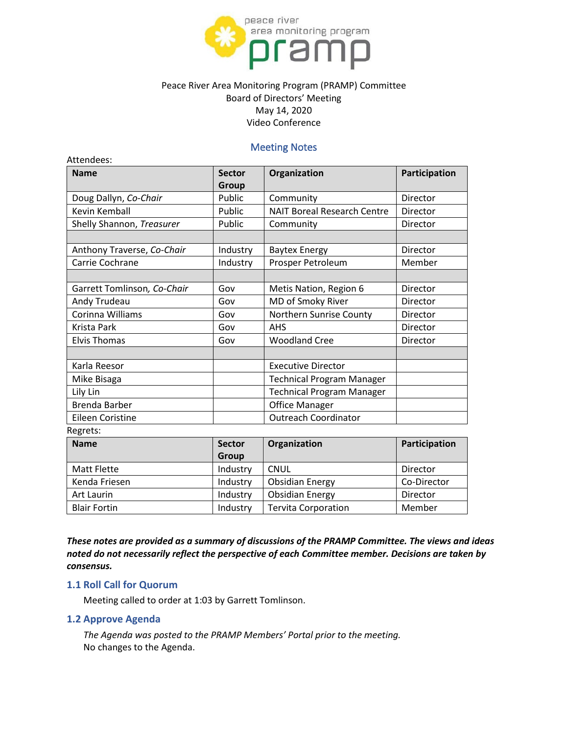Peace River Area Monitoring Program (PRAMP) Committee
Board of Directors' Meeting
May 14, 2020
Video Conference

## Meeting Notes

Attendees:

| Name | Sector Group | Organization | Participation |
|---|---|---|---|
| Doug Dallyn, *Co-Chair* | Public | Community | Director |
| Kevin Kemball | Public | NAIT Boreal Research Centre | Director |
| Shelly Shannon, *Treasurer* | Public | Community | Director |
| | | | |
| Anthony Traverse, *Co-Chair* | Industry | Baytex Energy | Director |
| Carrie Cochrane | Industry | Prosper Petroleum | Member |
| | | | |
| Garrett Tomlinson, *Co-Chair* | Gov | Metis Nation, Region 6 | Director |
| Andy Trudeau | Gov | MD of Smoky River | Director |
| Corinna Williams | Gov | Northern Sunrise County | Director |
| Krista Park | Gov | AHS | Director |
| Elvis Thomas | Gov | Woodland Cree | Director |
| | | | |
| Karla Reesor | | Executive Director | |
| Mike Bisaga | | Technical Program Manager | |
| Lily Lin | | Technical Program Manager | |
| Brenda Barber | | Office Manager | |
| Eileen Coristine | | Outreach Coordinator | |

Regrets:

| Name | Sector Group | Organization | Participation |
|---|---|---|---|
| Matt Flette | Industry | CNUL | Director |
| Kenda Friesen | Industry | Obsidian Energy | Co-Director |
| Art Laurin | Industry | Obsidian Energy | Director |
| Blair Fortin | Industry | Tervita Corporation | Member |

***These notes are provided as a summary of discussions of the PRAMP Committee. The views and ideas noted do not necessarily reflect the perspective of each Committee member. Decisions are taken by consensus.***

### 1.1 Roll Call for Quorum

Meeting called to order at 1:03 by Garrett Tomlinson.

### 1.2 Approve Agenda

*The Agenda was posted to the PRAMP Members' Portal prior to the meeting.*
No changes to the Agenda.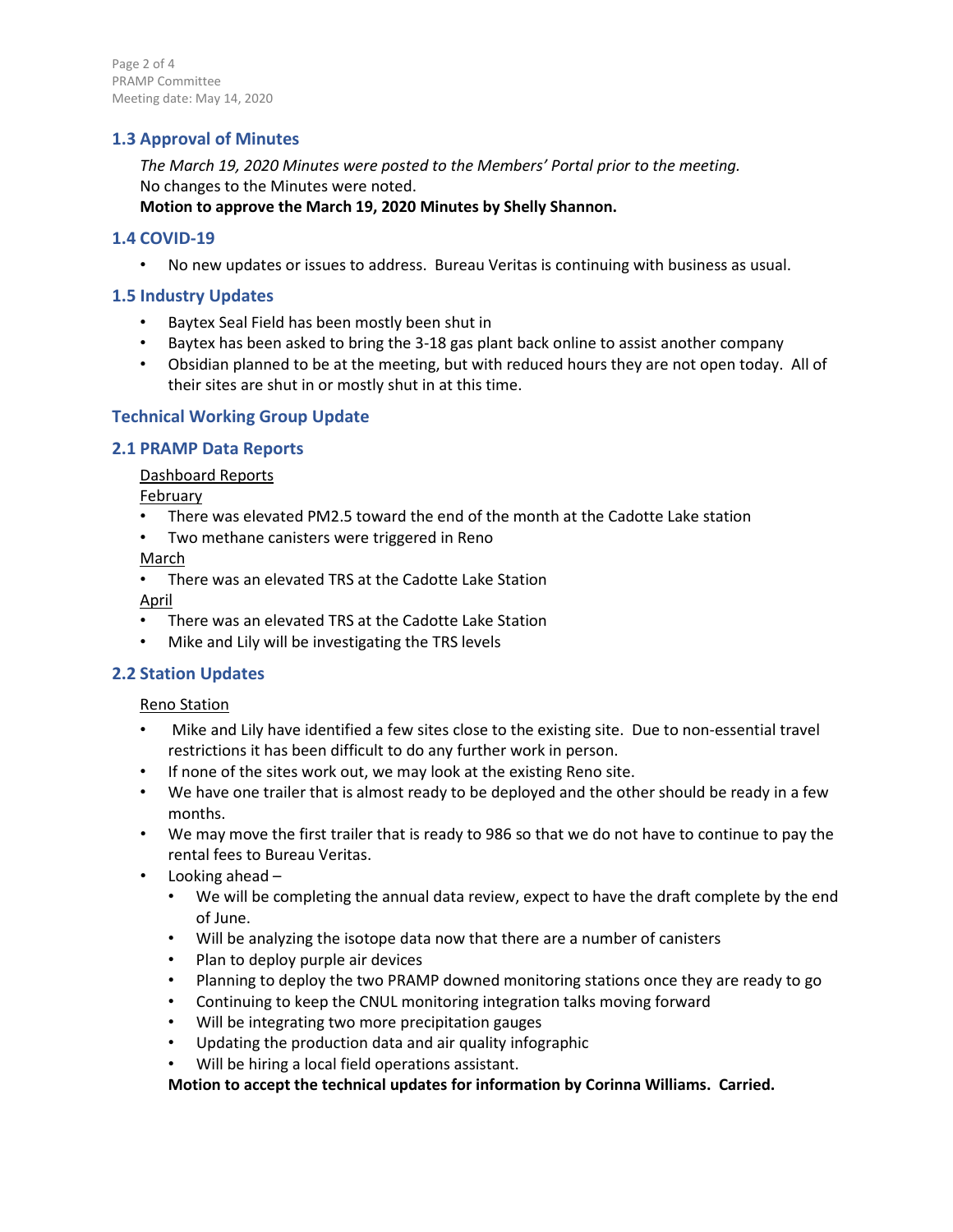## 1.3 Approval of Minutes

*The March 19, 2020 Minutes were posted to the Members' Portal prior to the meeting.*
No changes to the Minutes were noted.
**Motion to approve the March 19, 2020 Minutes by Shelly Shannon.**

## 1.4 COVID-19

- No new updates or issues to address. Bureau Veritas is continuing with business as usual.

## 1.5 Industry Updates

- Baytex Seal Field has been mostly been shut in
- Baytex has been asked to bring the 3-18 gas plant back online to assist another company
- Obsidian planned to be at the meeting, but with reduced hours they are not open today. All of their sites are shut in or mostly shut in at this time.

## Technical Working Group Update

## 2.1 PRAMP Data Reports

Dashboard Reports

February

- There was elevated PM2.5 toward the end of the month at the Cadotte Lake station
- Two methane canisters were triggered in Reno

March

- There was an elevated TRS at the Cadotte Lake Station

April

- There was an elevated TRS at the Cadotte Lake Station
- Mike and Lily will be investigating the TRS levels

## 2.2 Station Updates

Reno Station

- Mike and Lily have identified a few sites close to the existing site. Due to non-essential travel restrictions it has been difficult to do any further work in person.
- If none of the sites work out, we may look at the existing Reno site.
- We have one trailer that is almost ready to be deployed and the other should be ready in a few months.
- We may move the first trailer that is ready to 986 so that we do not have to continue to pay the rental fees to Bureau Veritas.
- Looking ahead –
  - We will be completing the annual data review, expect to have the draft complete by the end of June.
  - Will be analyzing the isotope data now that there are a number of canisters
  - Plan to deploy purple air devices
  - Planning to deploy the two PRAMP downed monitoring stations once they are ready to go
  - Continuing to keep the CNUL monitoring integration talks moving forward
  - Will be integrating two more precipitation gauges
  - Updating the production data and air quality infographic
  - Will be hiring a local field operations assistant.

**Motion to accept the technical updates for information by Corinna Williams. Carried.**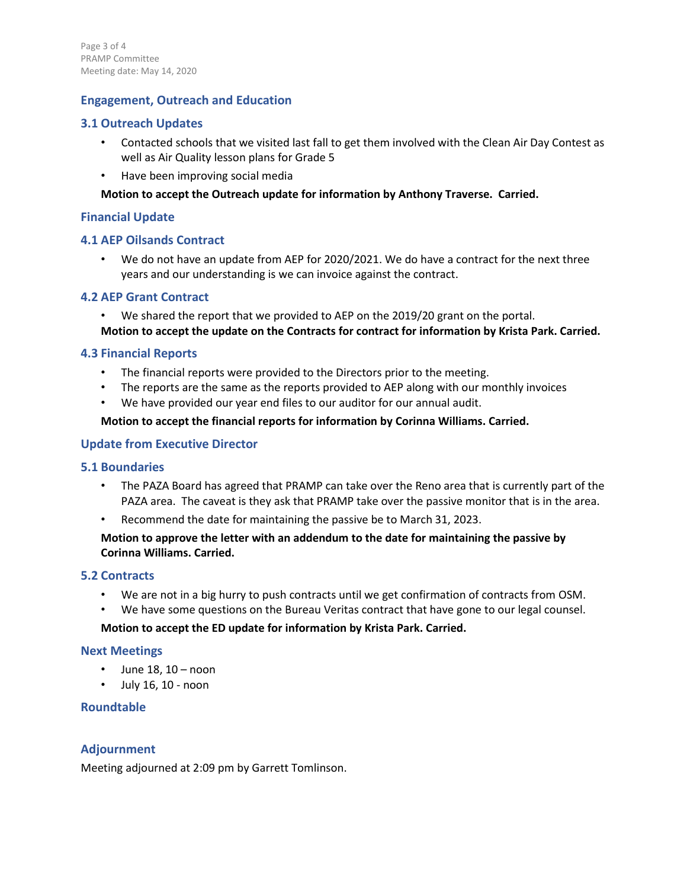## Engagement, Outreach and Education

### 3.1 Outreach Updates

- Contacted schools that we visited last fall to get them involved with the Clean Air Day Contest as well as Air Quality lesson plans for Grade 5
- Have been improving social media

**Motion to accept the Outreach update for information by Anthony Traverse. Carried.**

## Financial Update

### 4.1 AEP Oilsands Contract

- We do not have an update from AEP for 2020/2021. We do have a contract for the next three years and our understanding is we can invoice against the contract.

### 4.2 AEP Grant Contract

- We shared the report that we provided to AEP on the 2019/20 grant on the portal.

**Motion to accept the update on the Contracts for contract for information by Krista Park. Carried.**

### 4.3 Financial Reports

- The financial reports were provided to the Directors prior to the meeting.
- The reports are the same as the reports provided to AEP along with our monthly invoices
- We have provided our year end files to our auditor for our annual audit.

**Motion to accept the financial reports for information by Corinna Williams. Carried.**

## Update from Executive Director

### 5.1 Boundaries

- The PAZA Board has agreed that PRAMP can take over the Reno area that is currently part of the PAZA area. The caveat is they ask that PRAMP take over the passive monitor that is in the area.
- Recommend the date for maintaining the passive be to March 31, 2023.

**Motion to approve the letter with an addendum to the date for maintaining the passive by Corinna Williams. Carried.**

### 5.2 Contracts

- We are not in a big hurry to push contracts until we get confirmation of contracts from OSM.
- We have some questions on the Bureau Veritas contract that have gone to our legal counsel.

**Motion to accept the ED update for information by Krista Park. Carried.**

## Next Meetings

- June 18, 10 – noon
- July 16, 10 - noon

## Roundtable

## Adjournment

Meeting adjourned at 2:09 pm by Garrett Tomlinson.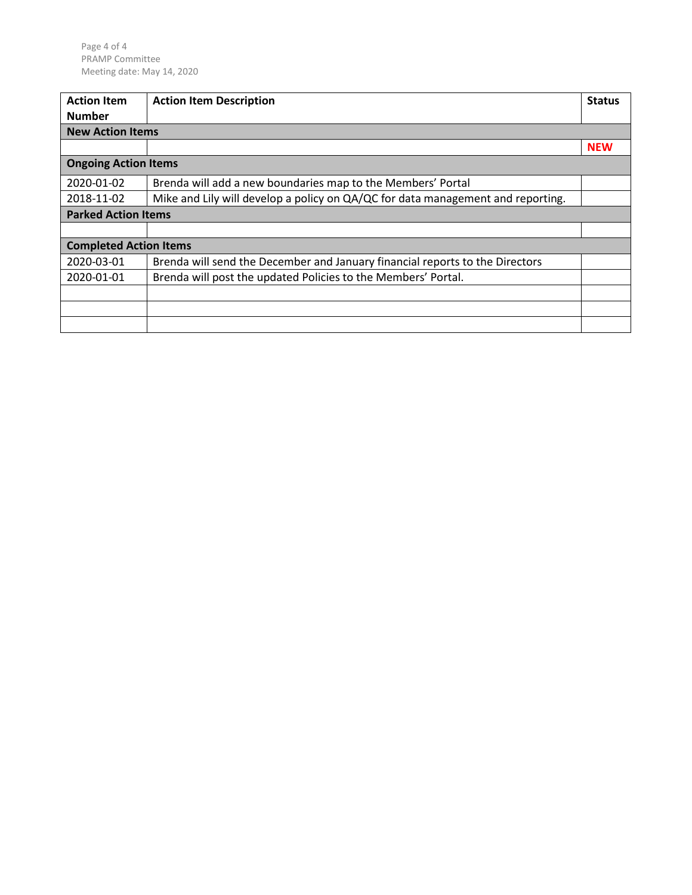| Action Item Number | Action Item Description | Status |
| --- | --- | --- |
| **New Action Items** | | |
| | | **NEW** |
| **Ongoing Action Items** | | |
| 2020-01-02 | Brenda will add a new boundaries map to the Members' Portal | |
| 2018-11-02 | Mike and Lily will develop a policy on QA/QC for data management and reporting. | |
| **Parked Action Items** | | |
| | | |
| **Completed Action Items** | | |
| 2020-03-01 | Brenda will send the December and January financial reports to the Directors | |
| 2020-01-01 | Brenda will post the updated Policies to the Members' Portal. | |
| | | |
| | | |
| | | |